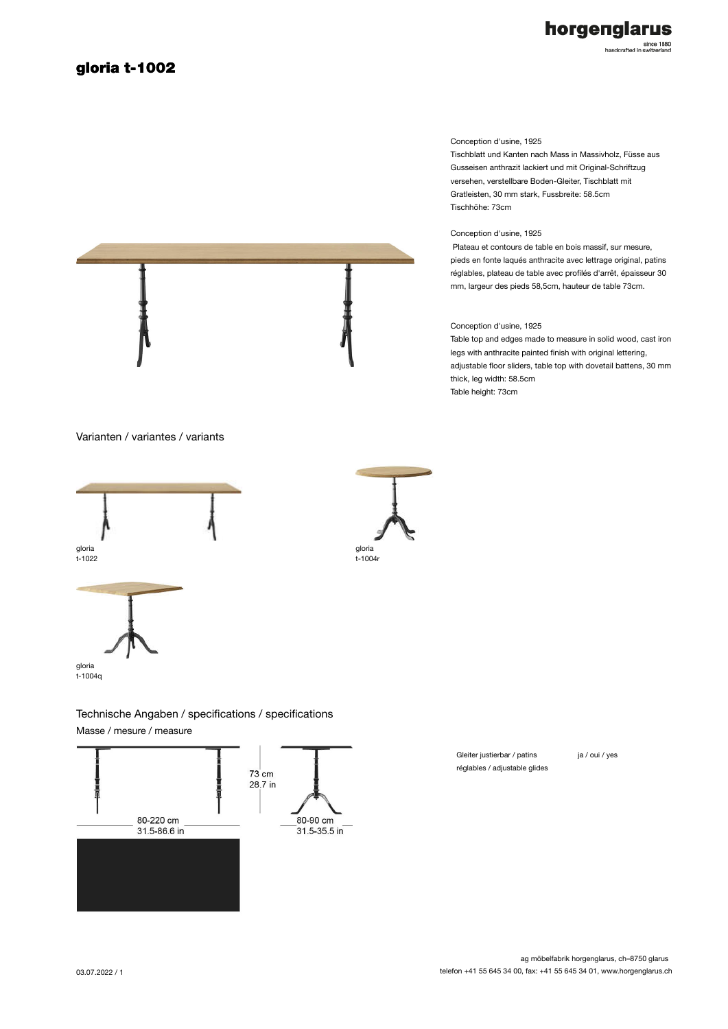# gloria t-1002

Conception d'usine, 1925
Tischblatt und Kanten nach Mass in Massivholz, Füsse aus Gusseisen anthrazit lackiert und mit Original-Schriftzug versehen, verstellbare Boden-Gleiter, Tischblatt mit Gratleisten, 30 mm stark, Fussbreite: 58.5cm
Tischhöhe: 73cm

Conception d'usine, 1925
Plateau et contours de table en bois massif, sur mesure, pieds en fonte laqués anthracite avec lettrage original, patins réglables, plateau de table avec profilés d'arrêt, épaisseur 30 mm, largeur des pieds 58,5cm, hauteur de table 73cm.

Conception d'usine, 1925
Table top and edges made to measure in solid wood, cast iron legs with anthracite painted finish with original lettering, adjustable floor sliders, table top with dovetail battens, 30 mm thick, leg width: 58.5cm
Table height: 73cm

## Varianten / variantes / variants

gloria
t-1022

gloria
t-1004r

gloria
t-1004q

## Technische Angaben / specifications / specifications

Masse / mesure / measure

73 cm
28.7 in

80-220 cm
31.5-86.6 in

80-90 cm
31.5-35.5 in

| Gleiter justierbar / patins réglables / adjustable glides | ja / oui / yes |
|---|---|

03.07.2022 / 1

ag möbelfabrik horgenglarus, ch–8750 glarus
telefon +41 55 645 34 00, fax: +41 55 645 34 01, www.horgenglarus.ch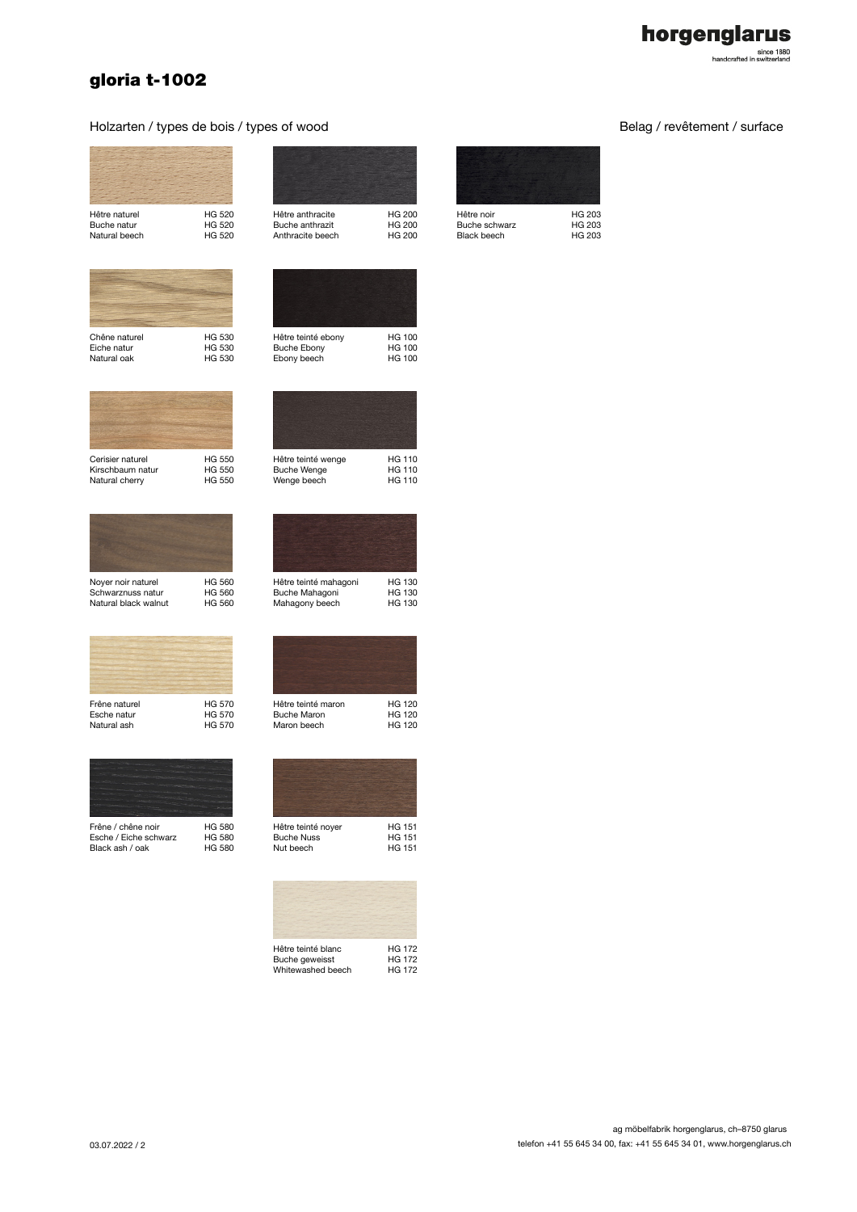# gloria t-1002

## Holzarten / types de bois / types of wood

Hêtre naturel HG 520
Buche natur HG 520
Natural beech HG 520

Hêtre anthracite HG 200
Buche anthrazit HG 200
Anthracite beech HG 200

Hêtre noir HG 203
Buche schwarz HG 203
Black beech HG 203

Chêne naturel HG 530
Eiche natur HG 530
Natural oak HG 530

Hêtre teinté ebony HG 100
Buche Ebony HG 100
Ebony beech HG 100

Cerisier naturel HG 550
Kirschbaum natur HG 550
Natural cherry HG 550

Hêtre teinté wenge HG 110
Buche Wenge HG 110
Wenge beech HG 110

Noyer noir naturel HG 560
Schwarznuss natur HG 560
Natural black walnut HG 560

Hêtre teinté mahagoni HG 130
Buche Mahagoni HG 130
Mahagony beech HG 130

Frêne naturel HG 570
Esche natur HG 570
Natural ash HG 570

Hêtre teinté maron HG 120
Buche Maron HG 120
Maron beech HG 120

Frêne / chêne noir HG 580
Esche / Eiche schwarz HG 580
Black ash / oak HG 580

Hêtre teinté noyer HG 151
Buche Nuss HG 151
Nut beech HG 151

Hêtre teinté blanc HG 172
Buche geweisst HG 172
Whitewashed beech HG 172

## Belag / revêtement / surface

03.07.2022 / 2

ag möbelfabrik horgenglarus, ch–8750 glarus
telefon +41 55 645 34 00, fax: +41 55 645 34 01, www.horgenglarus.ch